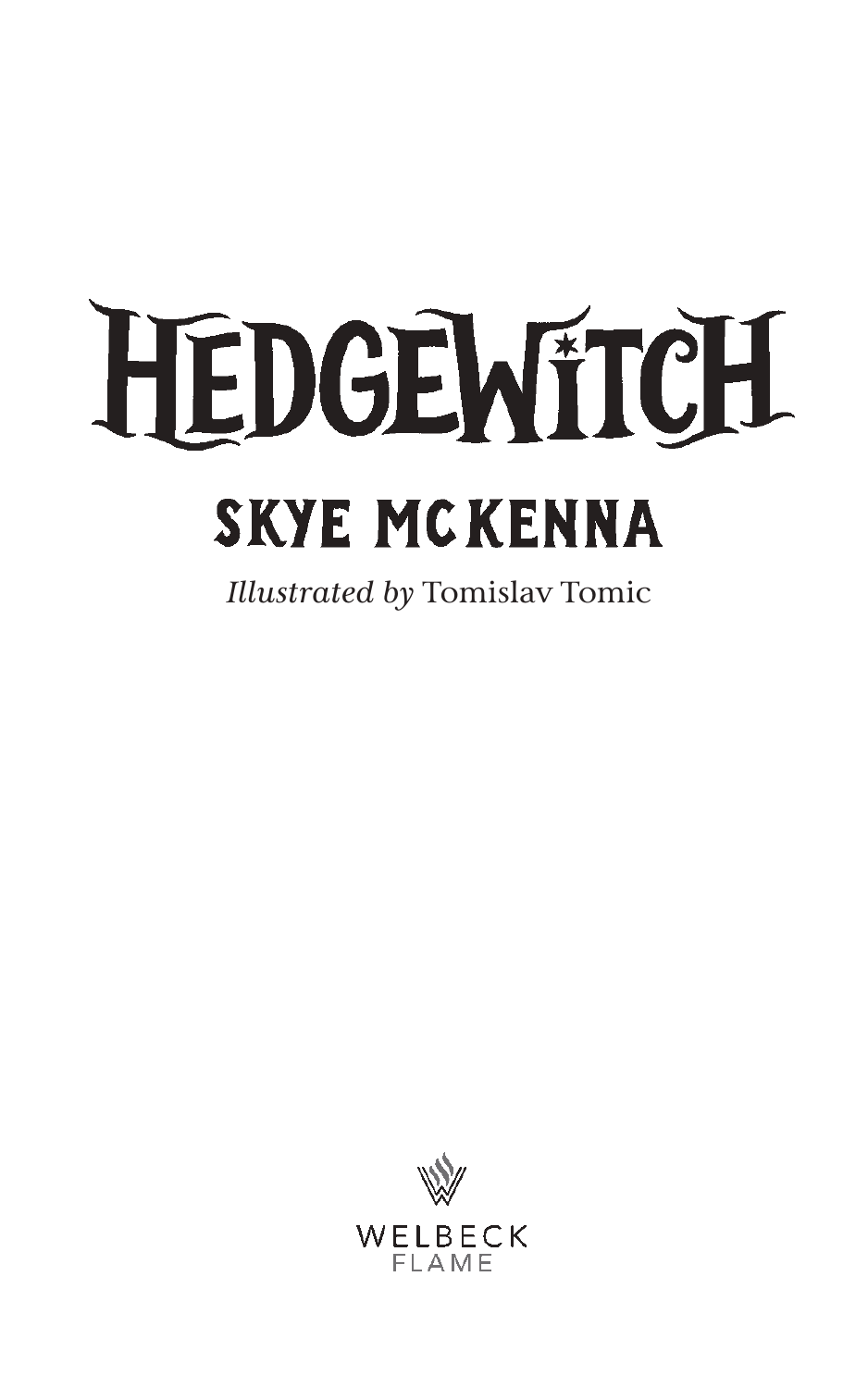# HEDGEWITCH

## SKYE MCKENNA

*Illustrated by* Tomislav Tomic

WELBECK
FLAME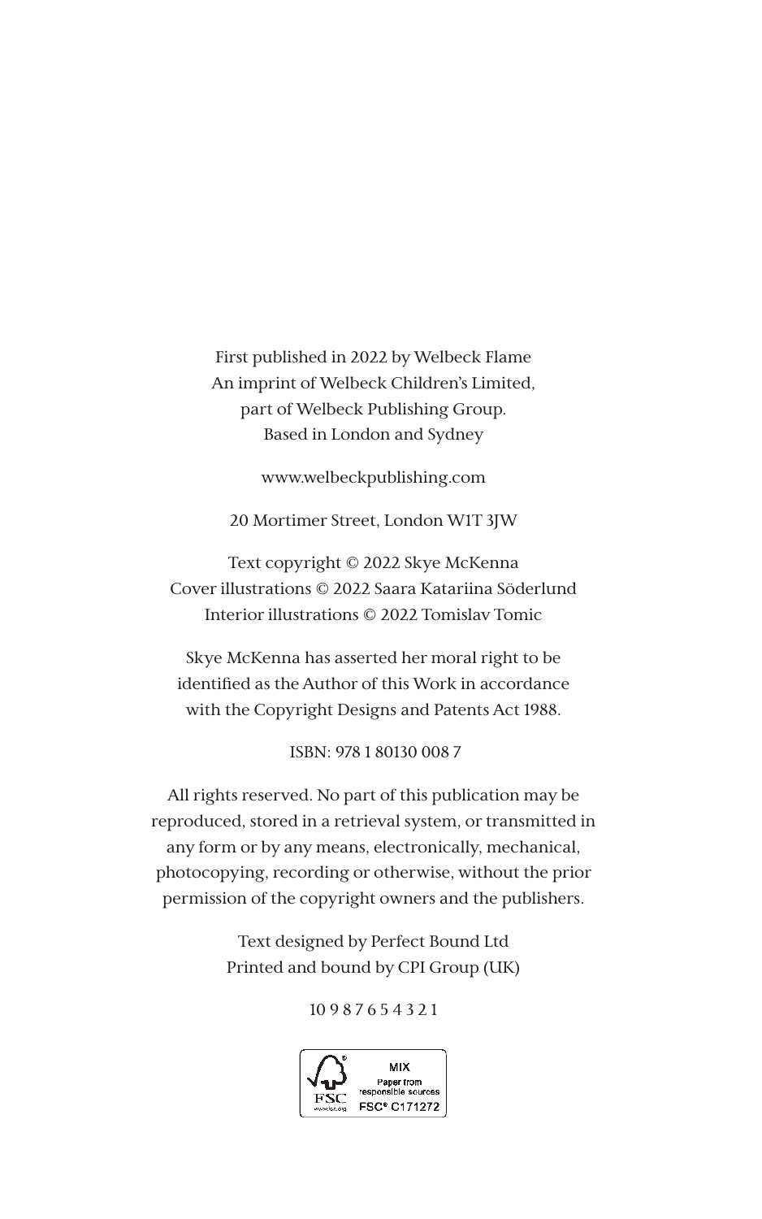First published in 2022 by Welbeck Flame
An imprint of Welbeck Children's Limited,
part of Welbeck Publishing Group.
Based in London and Sydney

www.welbeckpublishing.com

20 Mortimer Street, London W1T 3JW

Text copyright © 2022 Skye McKenna
Cover illustrations © 2022 Saara Katariina Söderlund
Interior illustrations © 2022 Tomislav Tomic

Skye McKenna has asserted her moral right to be
identified as the Author of this Work in accordance
with the Copyright Designs and Patents Act 1988.

ISBN: 978 1 80130 008 7

All rights reserved. No part of this publication may be
reproduced, stored in a retrieval system, or transmitted in
any form or by any means, electronically, mechanical,
photocopying, recording or otherwise, without the prior
permission of the copyright owners and the publishers.

Text designed by Perfect Bound Ltd
Printed and bound by CPI Group (UK)

10 9 8 7 6 5 4 3 2 1

MIX
Paper from
responsible sources
FSC® C171272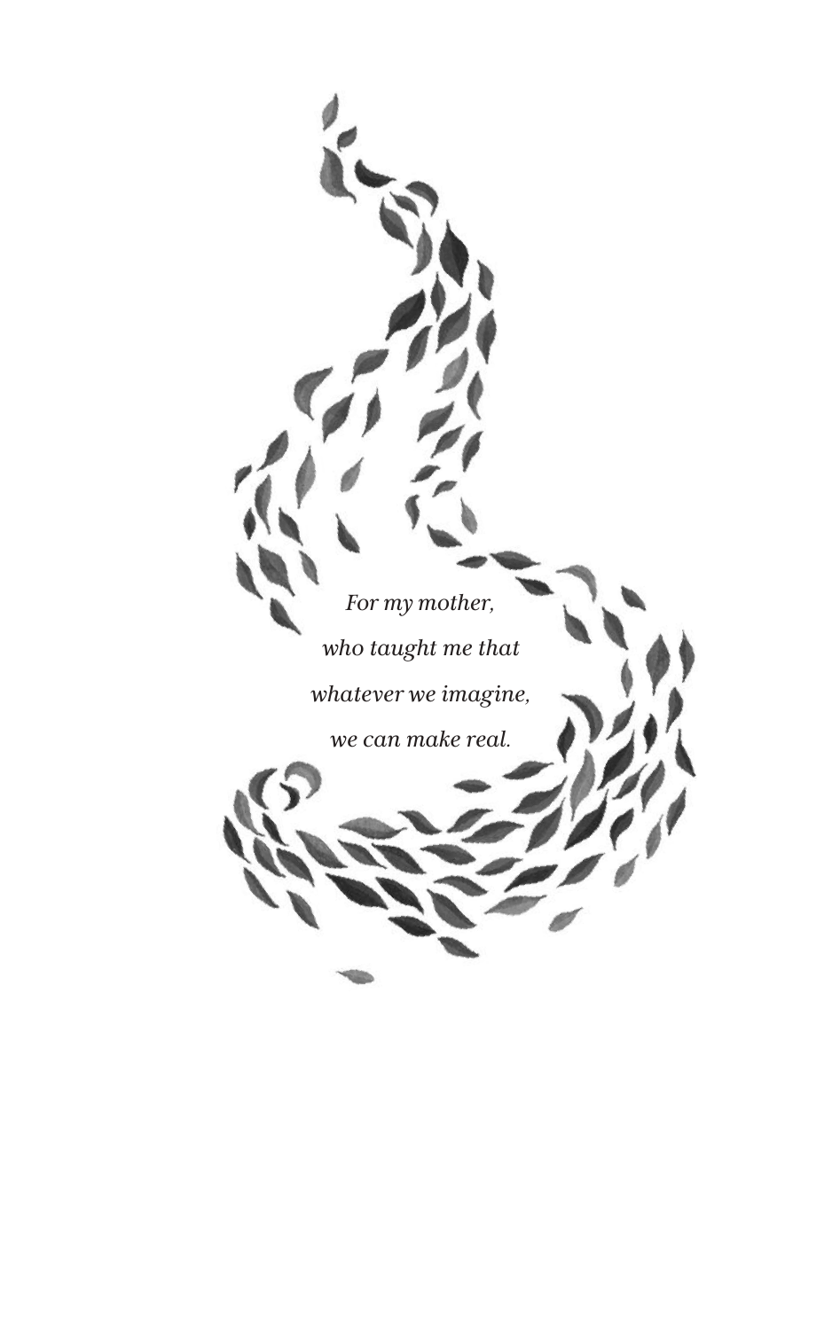*For my mother,*

*who taught me that*

*whatever we imagine,*

*we can make real.*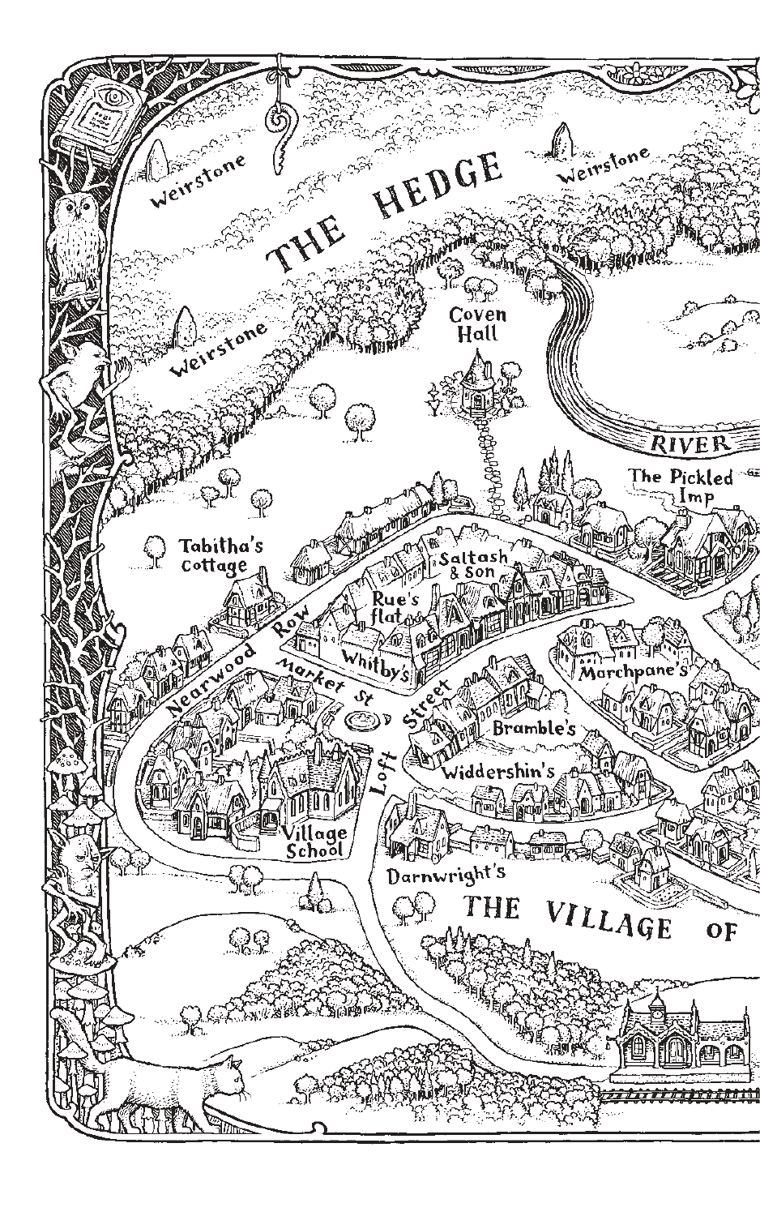THE HEDGE

Weirstone

Weirstone

Weirstone

Coven Hall

RIVER

The Pickled Imp

Tabitha's cottage

Saltash & Son

Rue's flat

Nearwood Row

Whitby's

Market St

Marchpane's

Loft Street

Bramble's

Widdershin's

Village School

Darnwright's

THE VILLAGE OF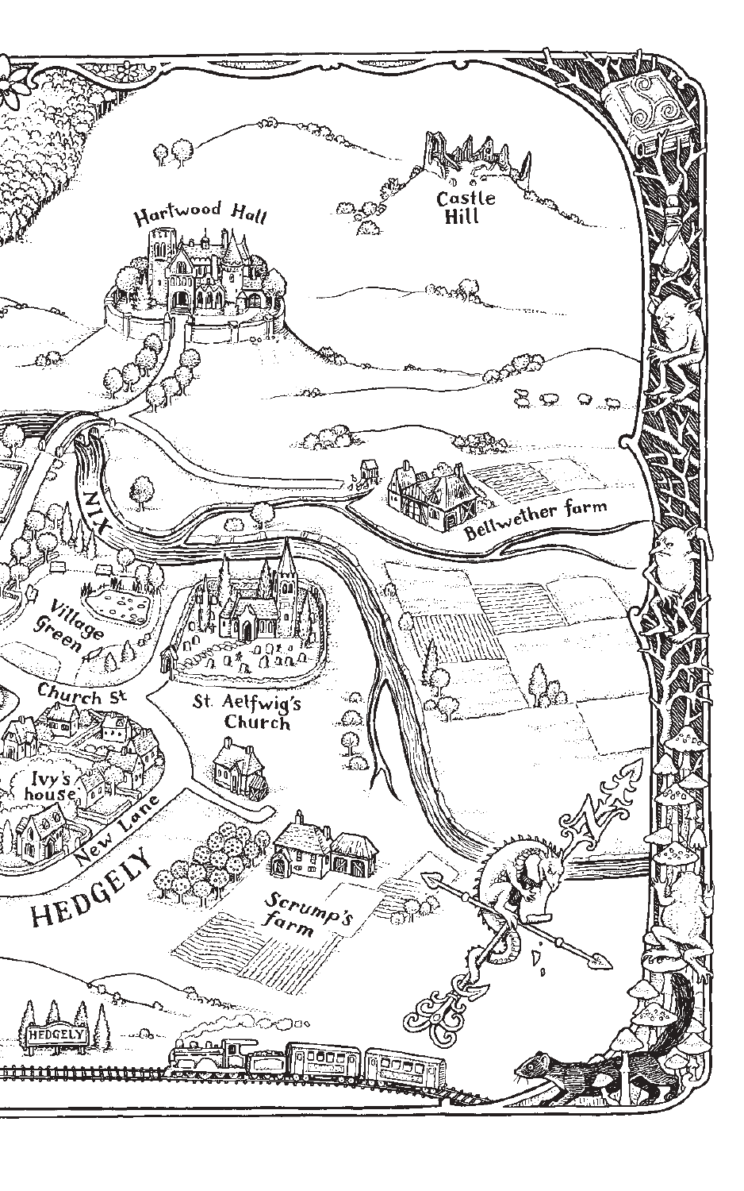Hartwood Hall

Castle Hill

NIX

Bellwether farm

Village Green

St. Aelfwig's Church

Church St

Ivy's house

New Lane

HEDGELY

Scrump's farm

HEDGELY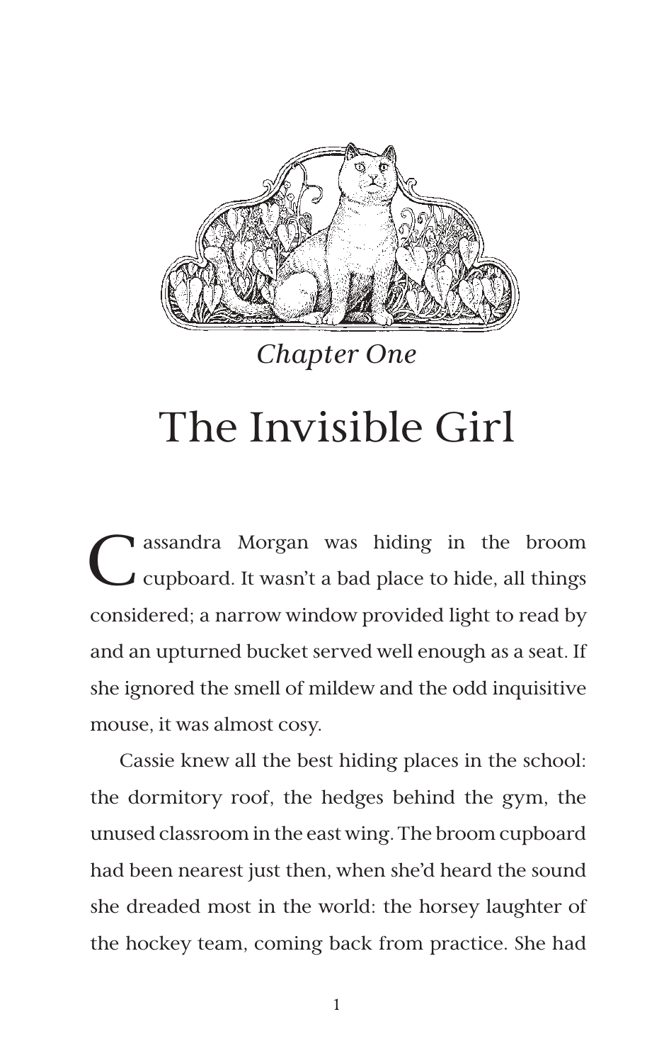*Chapter One*

# The Invisible Girl

Cassandra Morgan was hiding in the broom cupboard. It wasn't a bad place to hide, all things considered; a narrow window provided light to read by and an upturned bucket served well enough as a seat. If she ignored the smell of mildew and the odd inquisitive mouse, it was almost cosy.

Cassie knew all the best hiding places in the school: the dormitory roof, the hedges behind the gym, the unused classroom in the east wing. The broom cupboard had been nearest just then, when she'd heard the sound she dreaded most in the world: the horsey laughter of the hockey team, coming back from practice. She had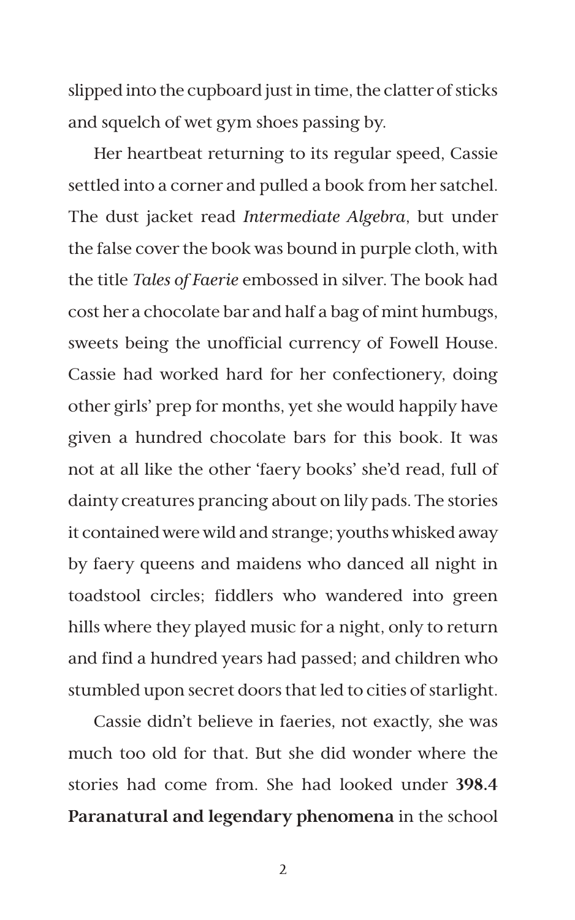slipped into the cupboard just in time, the clatter of sticks and squelch of wet gym shoes passing by.

Her heartbeat returning to its regular speed, Cassie settled into a corner and pulled a book from her satchel. The dust jacket read *Intermediate Algebra*, but under the false cover the book was bound in purple cloth, with the title *Tales of Faerie* embossed in silver. The book had cost her a chocolate bar and half a bag of mint humbugs, sweets being the unofficial currency of Fowell House. Cassie had worked hard for her confectionery, doing other girls' prep for months, yet she would happily have given a hundred chocolate bars for this book. It was not at all like the other 'faery books' she'd read, full of dainty creatures prancing about on lily pads. The stories it contained were wild and strange; youths whisked away by faery queens and maidens who danced all night in toadstool circles; fiddlers who wandered into green hills where they played music for a night, only to return and find a hundred years had passed; and children who stumbled upon secret doors that led to cities of starlight.

Cassie didn't believe in faeries, not exactly, she was much too old for that. But she did wonder where the stories had come from. She had looked under **398.4 Paranatural and legendary phenomena** in the school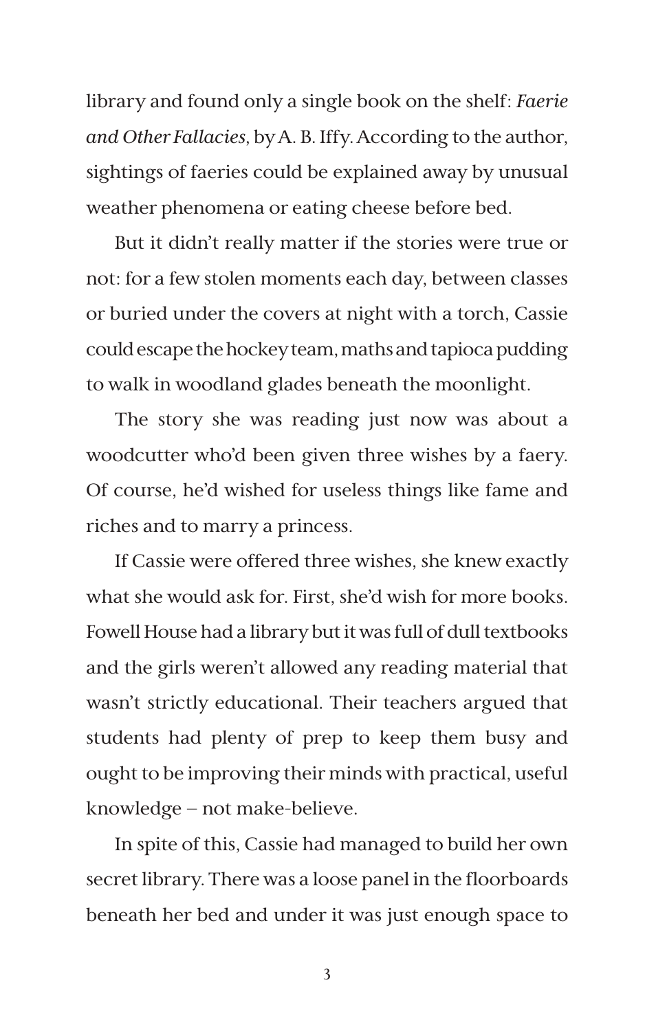library and found only a single book on the shelf: *Faerie and Other Fallacies*, by A. B. Iffy. According to the author, sightings of faeries could be explained away by unusual weather phenomena or eating cheese before bed.

But it didn't really matter if the stories were true or not: for a few stolen moments each day, between classes or buried under the covers at night with a torch, Cassie could escape the hockey team, maths and tapioca pudding to walk in woodland glades beneath the moonlight.

The story she was reading just now was about a woodcutter who'd been given three wishes by a faery. Of course, he'd wished for useless things like fame and riches and to marry a princess.

If Cassie were offered three wishes, she knew exactly what she would ask for. First, she'd wish for more books. Fowell House had a library but it was full of dull textbooks and the girls weren't allowed any reading material that wasn't strictly educational. Their teachers argued that students had plenty of prep to keep them busy and ought to be improving their minds with practical, useful knowledge – not make-believe.

In spite of this, Cassie had managed to build her own secret library. There was a loose panel in the floorboards beneath her bed and under it was just enough space to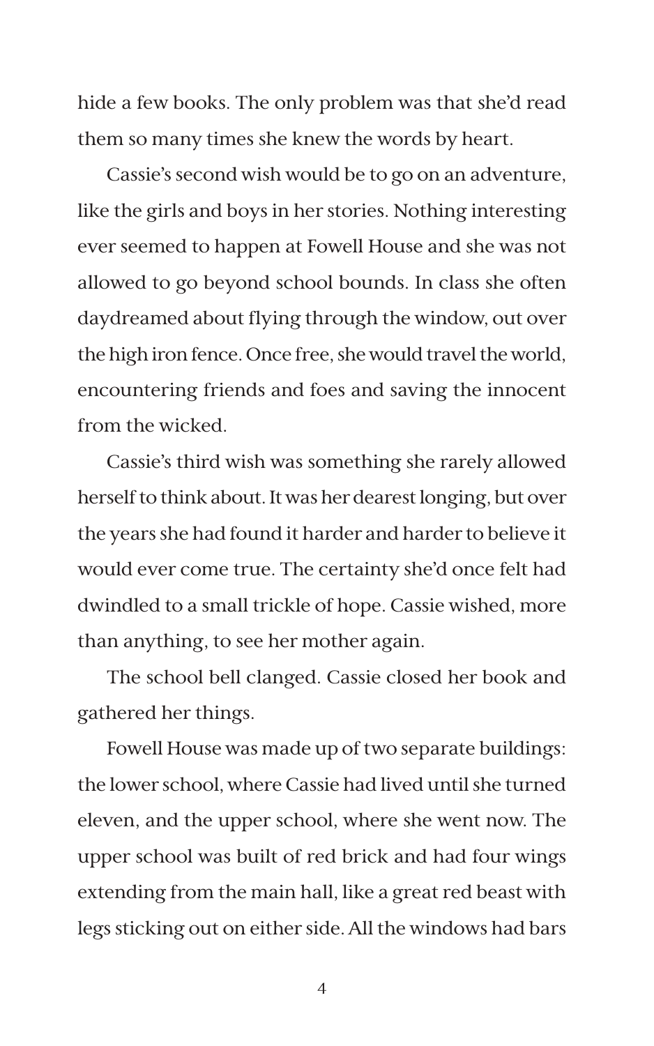hide a few books. The only problem was that she'd read them so many times she knew the words by heart.

Cassie's second wish would be to go on an adventure, like the girls and boys in her stories. Nothing interesting ever seemed to happen at Fowell House and she was not allowed to go beyond school bounds. In class she often daydreamed about flying through the window, out over the high iron fence. Once free, she would travel the world, encountering friends and foes and saving the innocent from the wicked.

Cassie's third wish was something she rarely allowed herself to think about. It was her dearest longing, but over the years she had found it harder and harder to believe it would ever come true. The certainty she'd once felt had dwindled to a small trickle of hope. Cassie wished, more than anything, to see her mother again.

The school bell clanged. Cassie closed her book and gathered her things.

Fowell House was made up of two separate buildings: the lower school, where Cassie had lived until she turned eleven, and the upper school, where she went now. The upper school was built of red brick and had four wings extending from the main hall, like a great red beast with legs sticking out on either side. All the windows had bars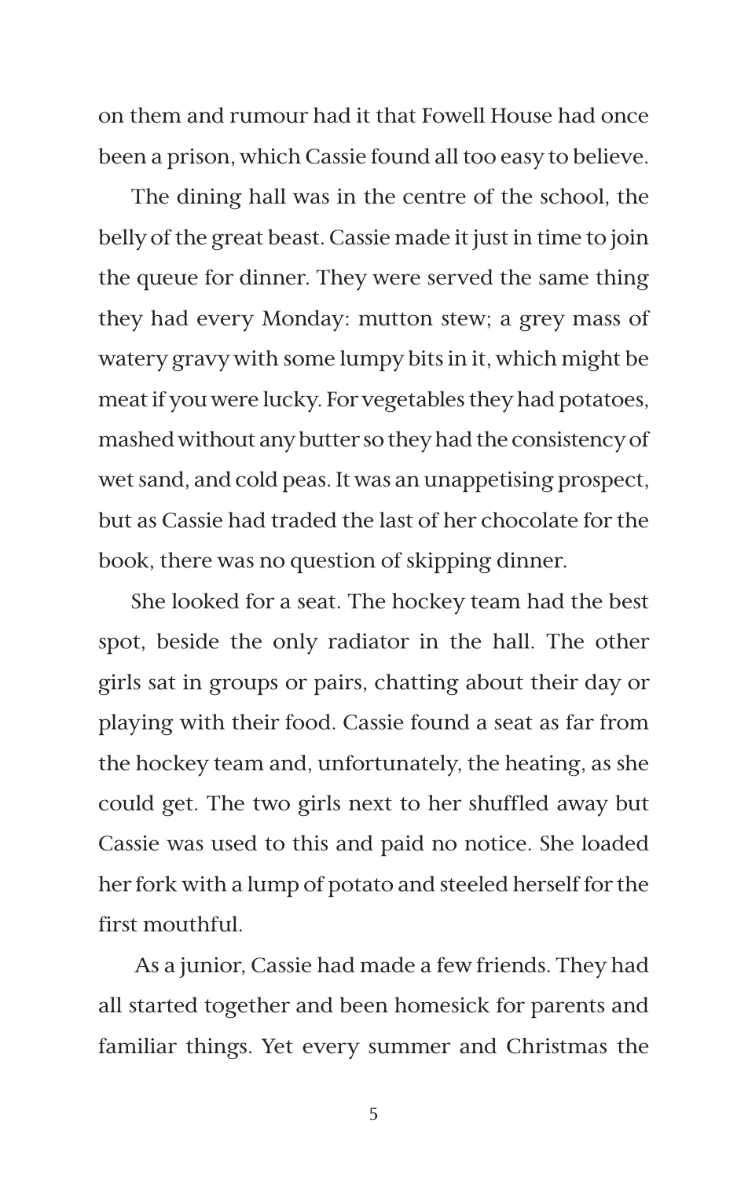on them and rumour had it that Fowell House had once been a prison, which Cassie found all too easy to believe.

The dining hall was in the centre of the school, the belly of the great beast. Cassie made it just in time to join the queue for dinner. They were served the same thing they had every Monday: mutton stew; a grey mass of watery gravy with some lumpy bits in it, which might be meat if you were lucky. For vegetables they had potatoes, mashed without any butter so they had the consistency of wet sand, and cold peas. It was an unappetising prospect, but as Cassie had traded the last of her chocolate for the book, there was no question of skipping dinner.

She looked for a seat. The hockey team had the best spot, beside the only radiator in the hall. The other girls sat in groups or pairs, chatting about their day or playing with their food. Cassie found a seat as far from the hockey team and, unfortunately, the heating, as she could get. The two girls next to her shuffled away but Cassie was used to this and paid no notice. She loaded her fork with a lump of potato and steeled herself for the first mouthful.

As a junior, Cassie had made a few friends. They had all started together and been homesick for parents and familiar things. Yet every summer and Christmas the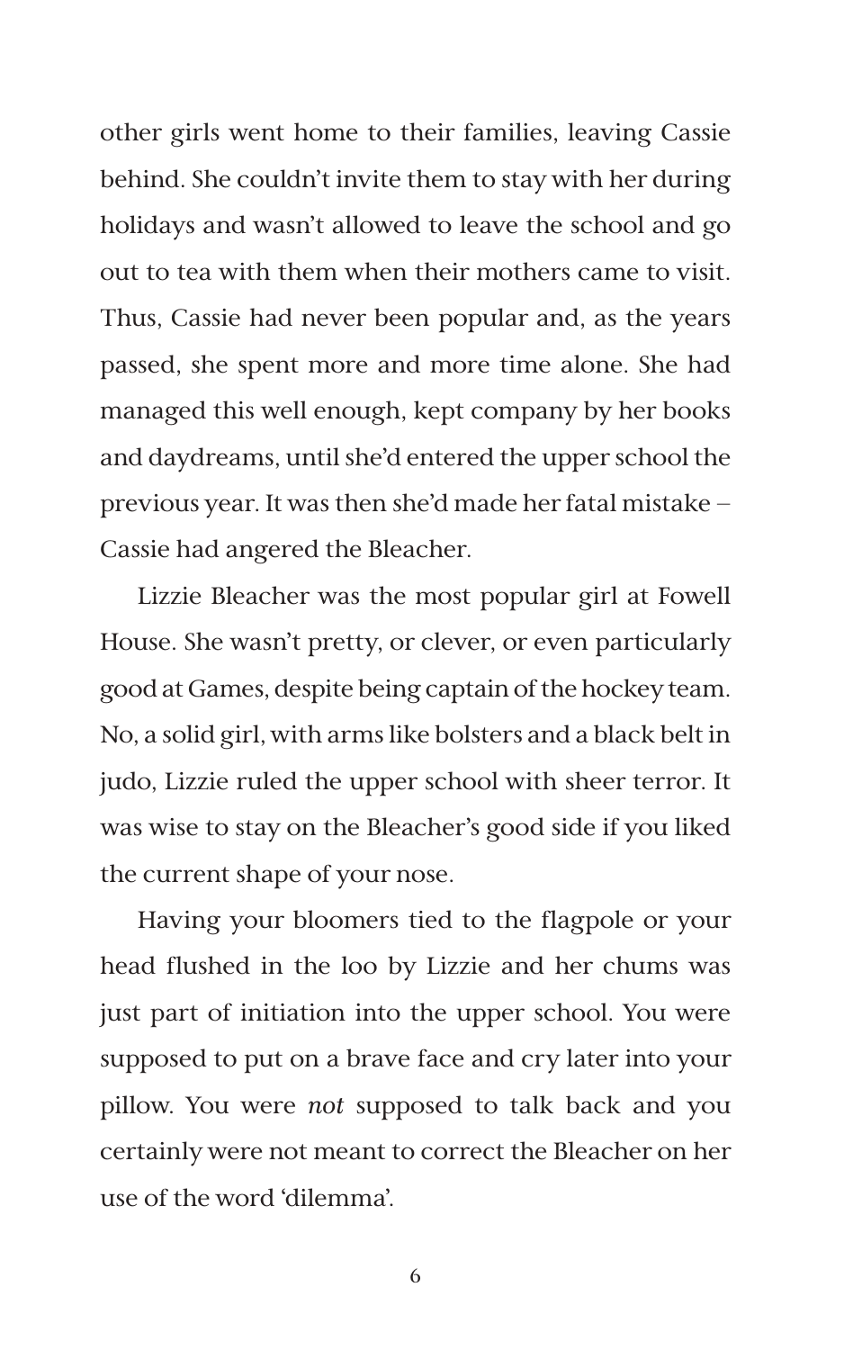other girls went home to their families, leaving Cassie behind. She couldn't invite them to stay with her during holidays and wasn't allowed to leave the school and go out to tea with them when their mothers came to visit. Thus, Cassie had never been popular and, as the years passed, she spent more and more time alone. She had managed this well enough, kept company by her books and daydreams, until she'd entered the upper school the previous year. It was then she'd made her fatal mistake – Cassie had angered the Bleacher.

Lizzie Bleacher was the most popular girl at Fowell House. She wasn't pretty, or clever, or even particularly good at Games, despite being captain of the hockey team. No, a solid girl, with arms like bolsters and a black belt in judo, Lizzie ruled the upper school with sheer terror. It was wise to stay on the Bleacher's good side if you liked the current shape of your nose.

Having your bloomers tied to the flagpole or your head flushed in the loo by Lizzie and her chums was just part of initiation into the upper school. You were supposed to put on a brave face and cry later into your pillow. You were *not* supposed to talk back and you certainly were not meant to correct the Bleacher on her use of the word 'dilemma'.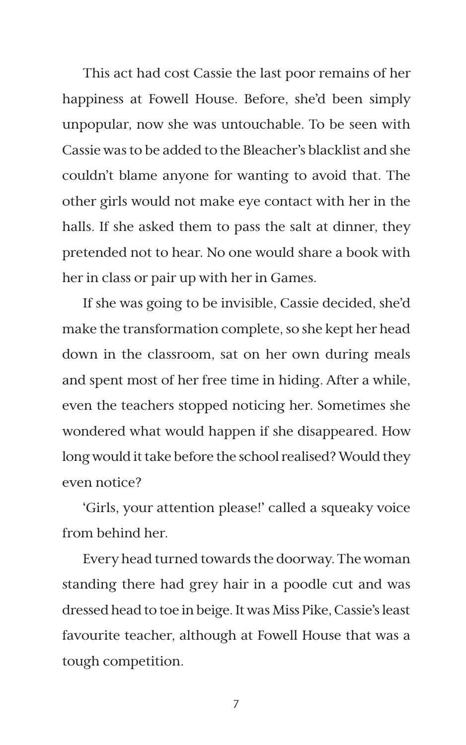This act had cost Cassie the last poor remains of her happiness at Fowell House. Before, she'd been simply unpopular, now she was untouchable. To be seen with Cassie was to be added to the Bleacher's blacklist and she couldn't blame anyone for wanting to avoid that. The other girls would not make eye contact with her in the halls. If she asked them to pass the salt at dinner, they pretended not to hear. No one would share a book with her in class or pair up with her in Games.

If she was going to be invisible, Cassie decided, she'd make the transformation complete, so she kept her head down in the classroom, sat on her own during meals and spent most of her free time in hiding. After a while, even the teachers stopped noticing her. Sometimes she wondered what would happen if she disappeared. How long would it take before the school realised? Would they even notice?

'Girls, your attention please!' called a squeaky voice from behind her.

Every head turned towards the doorway. The woman standing there had grey hair in a poodle cut and was dressed head to toe in beige. It was Miss Pike, Cassie's least favourite teacher, although at Fowell House that was a tough competition.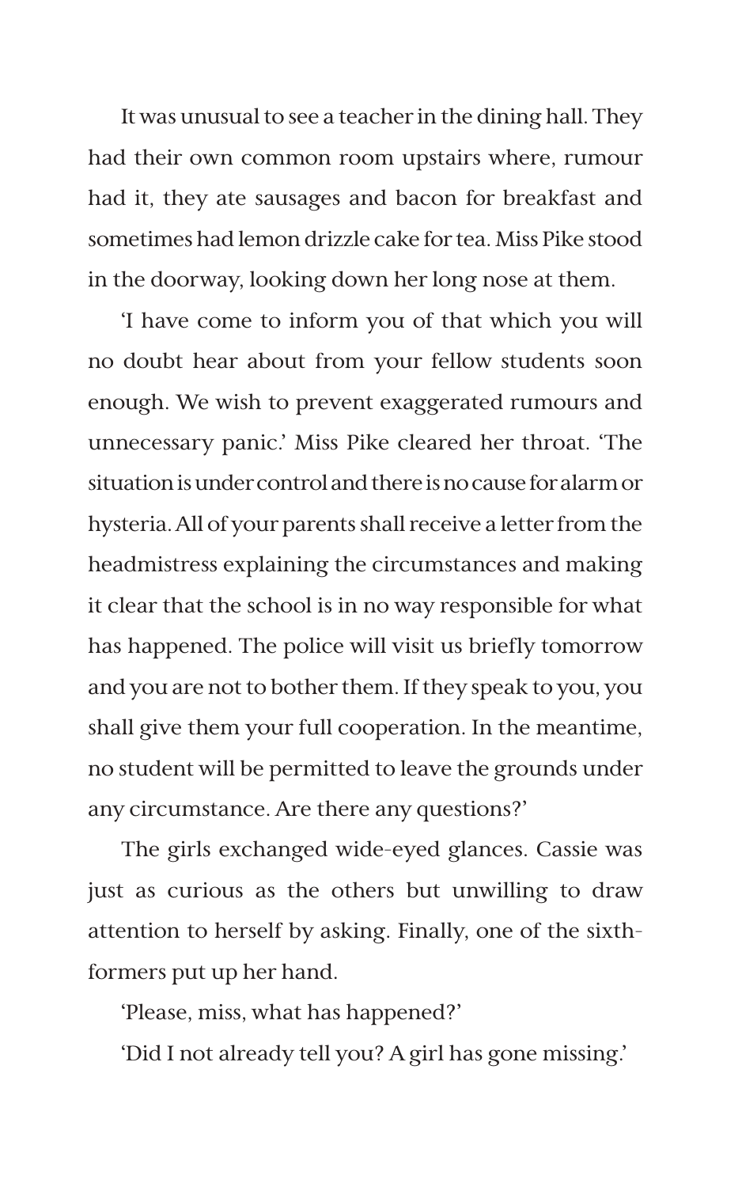It was unusual to see a teacher in the dining hall. They had their own common room upstairs where, rumour had it, they ate sausages and bacon for breakfast and sometimes had lemon drizzle cake for tea. Miss Pike stood in the doorway, looking down her long nose at them.

'I have come to inform you of that which you will no doubt hear about from your fellow students soon enough. We wish to prevent exaggerated rumours and unnecessary panic.' Miss Pike cleared her throat. 'The situation is under control and there is no cause for alarm or hysteria. All of your parents shall receive a letter from the headmistress explaining the circumstances and making it clear that the school is in no way responsible for what has happened. The police will visit us briefly tomorrow and you are not to bother them. If they speak to you, you shall give them your full cooperation. In the meantime, no student will be permitted to leave the grounds under any circumstance. Are there any questions?'

The girls exchanged wide-eyed glances. Cassie was just as curious as the others but unwilling to draw attention to herself by asking. Finally, one of the sixth-formers put up her hand.

'Please, miss, what has happened?'

'Did I not already tell you? A girl has gone missing.'